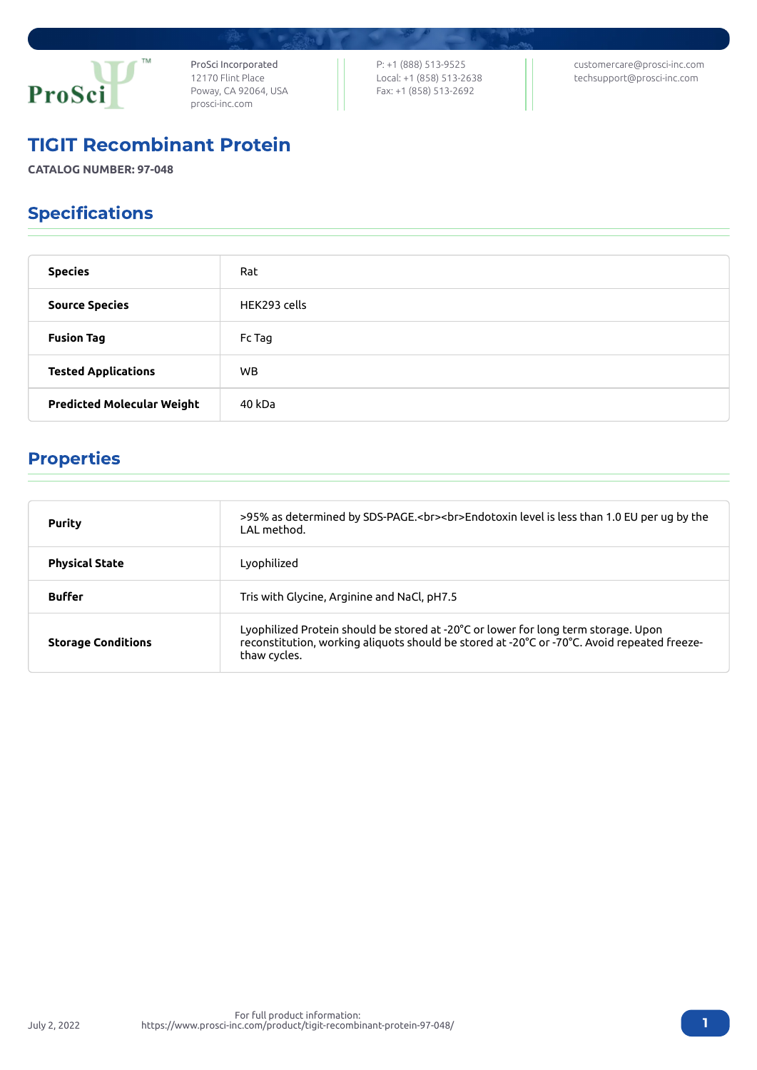ProSci Incorporated
12170 Flint Place
Poway, CA 92064, USA
prosci-inc.com

P: +1 (888) 513-9525
Local: +1 (858) 513-2638
Fax: +1 (858) 513-2692

customercare@prosci-inc.com
techsupport@prosci-inc.com

# TIGIT Recombinant Protein

**CATALOG NUMBER: 97-048**

## Specifications

| | |
|---|---|
| **Species** | Rat |
| **Source Species** | HEK293 cells |
| **Fusion Tag** | Fc Tag |
| **Tested Applications** | WB |
| **Predicted Molecular Weight** | 40 kDa |

## Properties

| | |
|---|---|
| **Purity** | >95% as determined by SDS-PAGE.<br><br>Endotoxin level is less than 1.0 EU per ug by the LAL method. |
| **Physical State** | Lyophilized |
| **Buffer** | Tris with Glycine, Arginine and NaCl, pH7.5 |
| **Storage Conditions** | Lyophilized Protein should be stored at -20°C or lower for long term storage. Upon reconstitution, working aliquots should be stored at -20°C or -70°C. Avoid repeated freeze-thaw cycles. |

July 2, 2022

For full product information:
https://www.prosci-inc.com/product/tigit-recombinant-protein-97-048/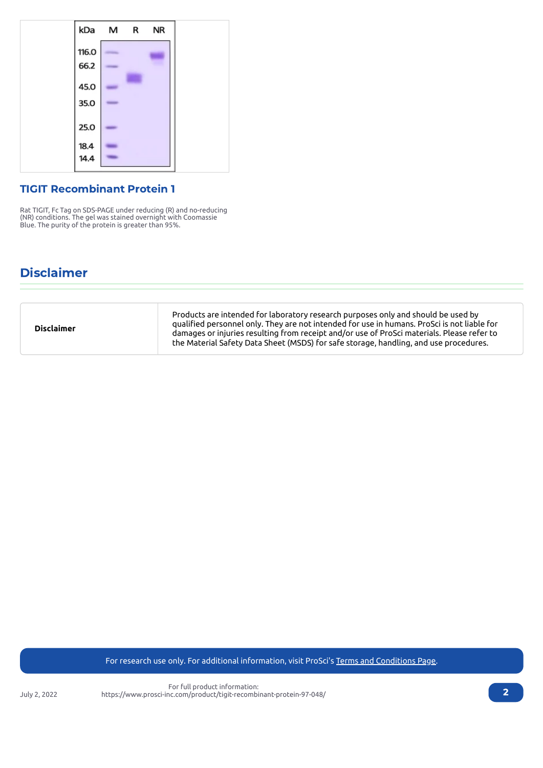kDa M R NR

116.0
66.2
45.0
35.0
25.0
18.4
14.4

## TIGIT Recombinant Protein 1

Rat TIGIT, Fc Tag on SDS-PAGE under reducing (R) and no-reducing (NR) conditions. The gel was stained overnight with Coomassie Blue. The purity of the protein is greater than 95%.

## Disclaimer

| | |
|---|---|
| **Disclaimer** | Products are intended for laboratory research purposes only and should be used by qualified personnel only. They are not intended for use in humans. ProSci is not liable for damages or injuries resulting from receipt and/or use of ProSci materials. Please refer to the Material Safety Data Sheet (MSDS) for safe storage, handling, and use procedures. |

For research use only. For additional information, visit ProSci's Terms and Conditions Page.

July 2, 2022

For full product information:
https://www.prosci-inc.com/product/tigit-recombinant-protein-97-048/